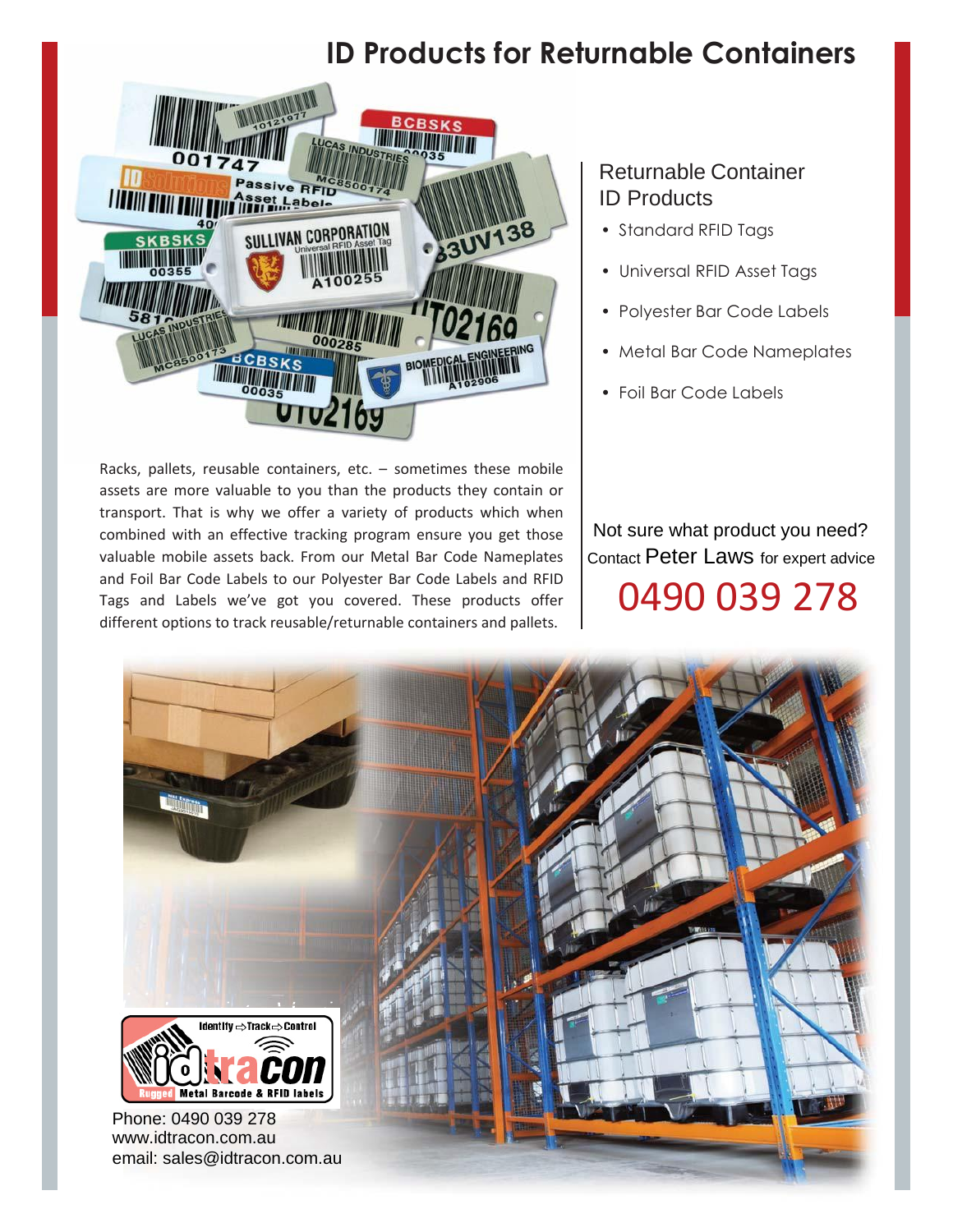# ID Products for Returnable Containers

Racks, pallets, reusable containers, etc. – sometimes these mobile assets are more valuable to you than the products they contain or transport. That is why we offer a variety of products which when combined with an effective tracking program ensure you get those valuable mobile assets back. From our Metal Bar Code Nameplates and Foil Bar Code Labels to our Polyester Bar Code Labels and RFID Tags and Labels we've got you covered. These products offer different options to track reusable/returnable containers and pallets.

## Returnable Container ID Products

- Standard RFID Tags
- Universal RFID Asset Tags
- Polyester Bar Code Labels
- Metal Bar Code Nameplates
- Foil Bar Code Labels

Not sure what product you need?
Contact Peter Laws for expert advice

**0490 039 278**

Phone: 0490 039 278
www.idtracon.com.au
email: sales@idtracon.com.au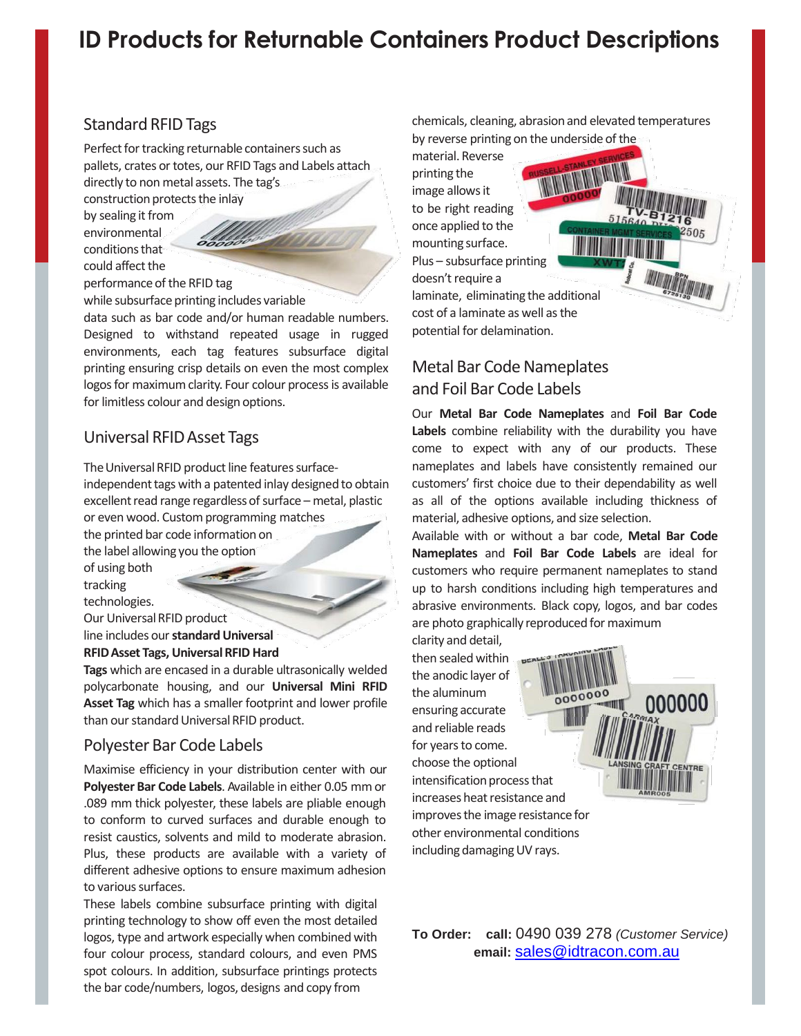# ID Products for Returnable Containers Product Descriptions

## Standard RFID Tags

Perfect for tracking returnable containers such as pallets, crates or totes, our RFID Tags and Labels attach directly to non metal assets. The tag's construction protects the inlay by sealing it from environmental conditions that could affect the performance of the RFID tag while subsurface printing includes variable data such as bar code and/or human readable numbers. Designed to withstand repeated usage in rugged environments, each tag features subsurface digital printing ensuring crisp details on even the most complex logos for maximum clarity. Four colour process is available for limitless colour and design options.

## Universal RFID Asset Tags

The Universal RFID product line features surface-independent tags with a patented inlay designed to obtain excellent read range regardless of surface – metal, plastic or even wood. Custom programming matches the printed bar code information on the label allowing you the option of using both tracking technologies.

Our Universal RFID product line includes our **standard Universal RFID Asset Tags, Universal RFID Hard Tags** which are encased in a durable ultrasonically welded polycarbonate housing, and our **Universal Mini RFID Asset Tag** which has a smaller footprint and lower profile than our standard Universal RFID product.

## Polyester Bar Code Labels

Maximise efficiency in your distribution center with our **Polyester Bar Code Labels**. Available in either 0.05 mm or .089 mm thick polyester, these labels are pliable enough to conform to curved surfaces and durable enough to resist caustics, solvents and mild to moderate abrasion. Plus, these products are available with a variety of different adhesive options to ensure maximum adhesion to various surfaces.

These labels combine subsurface printing with digital printing technology to show off even the most detailed logos, type and artwork especially when combined with four colour process, standard colours, and even PMS spot colours. In addition, subsurface printings protects the bar code/numbers, logos, designs and copy from chemicals, cleaning, abrasion and elevated temperatures by reverse printing on the underside of the material. Reverse printing the image allows it to be right reading once applied to the mounting surface. Plus – subsurface printing doesn't require a laminate, eliminating the additional cost of a laminate as well as the potential for delamination.

## Metal Bar Code Nameplates and Foil Bar Code Labels

Our **Metal Bar Code Nameplates** and **Foil Bar Code Labels** combine reliability with the durability you have come to expect with any of our products. These nameplates and labels have consistently remained our customers' first choice due to their dependability as well as all of the options available including thickness of material, adhesive options, and size selection.

Available with or without a bar code, **Metal Bar Code Nameplates** and **Foil Bar Code Labels** are ideal for customers who require permanent nameplates to stand up to harsh conditions including high temperatures and abrasive environments. Black copy, logos, and bar codes are photo graphically reproduced for maximum clarity and detail, then sealed within the anodic layer of the aluminum ensuring accurate and reliable reads for years to come. choose the optional intensification process that increases heat resistance and improves the image resistance for other environmental conditions including damaging UV rays.

**To Order:** **call:** 0490 039 278 *(Customer Service)*
**email:** sales@idtracon.com.au